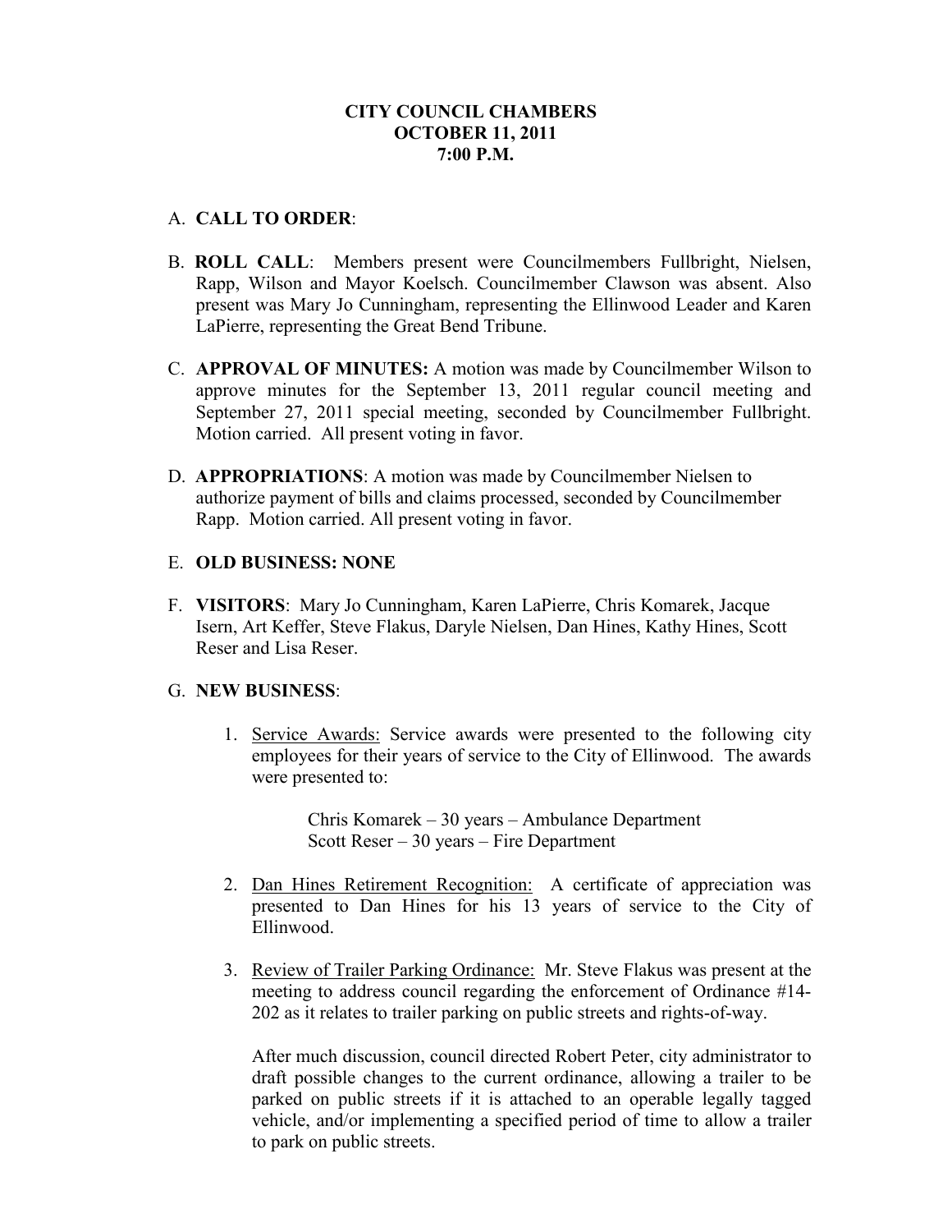**CITY COUNCIL CHAMBERS**
**OCTOBER 11, 2011**
**7:00 P.M.**

A. **CALL TO ORDER**:

B. **ROLL CALL**: Members present were Councilmembers Fullbright, Nielsen, Rapp, Wilson and Mayor Koelsch. Councilmember Clawson was absent. Also present was Mary Jo Cunningham, representing the Ellinwood Leader and Karen LaPierre, representing the Great Bend Tribune.

C. **APPROVAL OF MINUTES:** A motion was made by Councilmember Wilson to approve minutes for the September 13, 2011 regular council meeting and September 27, 2011 special meeting, seconded by Councilmember Fullbright. Motion carried. All present voting in favor.

D. **APPROPRIATIONS**: A motion was made by Councilmember Nielsen to authorize payment of bills and claims processed, seconded by Councilmember Rapp. Motion carried. All present voting in favor.

E. **OLD BUSINESS: NONE**

F. **VISITORS**: Mary Jo Cunningham, Karen LaPierre, Chris Komarek, Jacque Isern, Art Keffer, Steve Flakus, Daryle Nielsen, Dan Hines, Kathy Hines, Scott Reser and Lisa Reser.

G. **NEW BUSINESS**:

1. Service Awards: Service awards were presented to the following city employees for their years of service to the City of Ellinwood. The awards were presented to:

   Chris Komarek – 30 years – Ambulance Department
   Scott Reser – 30 years – Fire Department

2. Dan Hines Retirement Recognition: A certificate of appreciation was presented to Dan Hines for his 13 years of service to the City of Ellinwood.

3. Review of Trailer Parking Ordinance: Mr. Steve Flakus was present at the meeting to address council regarding the enforcement of Ordinance #14-202 as it relates to trailer parking on public streets and rights-of-way.

   After much discussion, council directed Robert Peter, city administrator to draft possible changes to the current ordinance, allowing a trailer to be parked on public streets if it is attached to an operable legally tagged vehicle, and/or implementing a specified period of time to allow a trailer to park on public streets.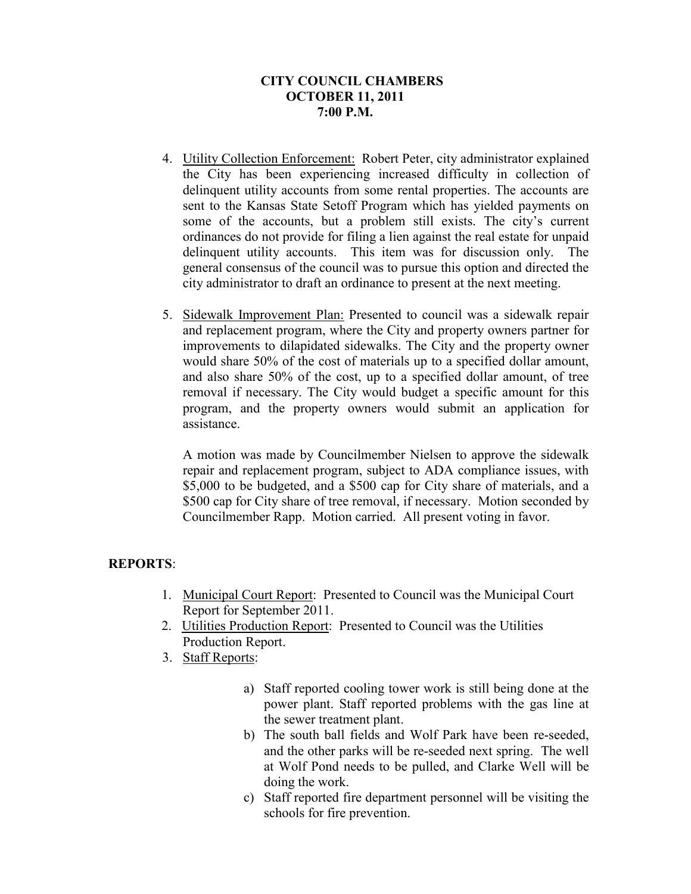**CITY COUNCIL CHAMBERS**
**OCTOBER 11, 2011**
**7:00 P.M.**

4. Utility Collection Enforcement: Robert Peter, city administrator explained the City has been experiencing increased difficulty in collection of delinquent utility accounts from some rental properties. The accounts are sent to the Kansas State Setoff Program which has yielded payments on some of the accounts, but a problem still exists. The city's current ordinances do not provide for filing a lien against the real estate for unpaid delinquent utility accounts. This item was for discussion only. The general consensus of the council was to pursue this option and directed the city administrator to draft an ordinance to present at the next meeting.

5. Sidewalk Improvement Plan: Presented to council was a sidewalk repair and replacement program, where the City and property owners partner for improvements to dilapidated sidewalks. The City and the property owner would share 50% of the cost of materials up to a specified dollar amount, and also share 50% of the cost, up to a specified dollar amount, of tree removal if necessary. The City would budget a specific amount for this program, and the property owners would submit an application for assistance.

   A motion was made by Councilmember Nielsen to approve the sidewalk repair and replacement program, subject to ADA compliance issues, with $5,000 to be budgeted, and a $500 cap for City share of materials, and a $500 cap for City share of tree removal, if necessary. Motion seconded by Councilmember Rapp. Motion carried. All present voting in favor.

**REPORTS**:

1. Municipal Court Report: Presented to Council was the Municipal Court Report for September 2011.
2. Utilities Production Report: Presented to Council was the Utilities Production Report.
3. Staff Reports:

   a) Staff reported cooling tower work is still being done at the power plant. Staff reported problems with the gas line at the sewer treatment plant.
   b) The south ball fields and Wolf Park have been re-seeded, and the other parks will be re-seeded next spring. The well at Wolf Pond needs to be pulled, and Clarke Well will be doing the work.
   c) Staff reported fire department personnel will be visiting the schools for fire prevention.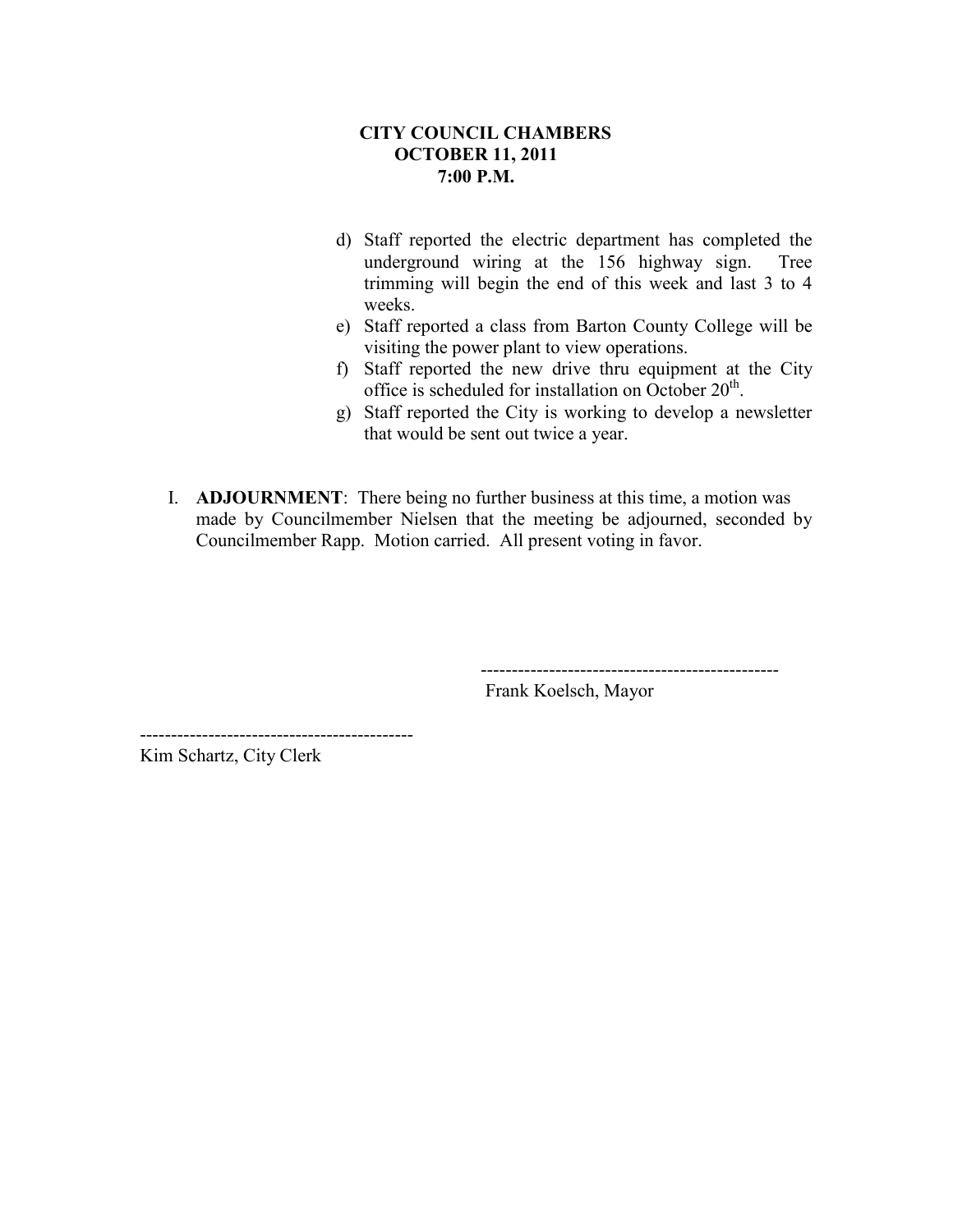**CITY COUNCIL CHAMBERS**
**OCTOBER 11, 2011**
**7:00 P.M.**

d) Staff reported the electric department has completed the underground wiring at the 156 highway sign. Tree trimming will begin the end of this week and last 3 to 4 weeks.
e) Staff reported a class from Barton County College will be visiting the power plant to view operations.
f) Staff reported the new drive thru equipment at the City office is scheduled for installation on October 20th.
g) Staff reported the City is working to develop a newsletter that would be sent out twice a year.

I. **ADJOURNMENT**: There being no further business at this time, a motion was made by Councilmember Nielsen that the meeting be adjourned, seconded by Councilmember Rapp. Motion carried. All present voting in favor.

------------------------------------------------
Frank Koelsch, Mayor

--------------------------------------------
Kim Schartz, City Clerk